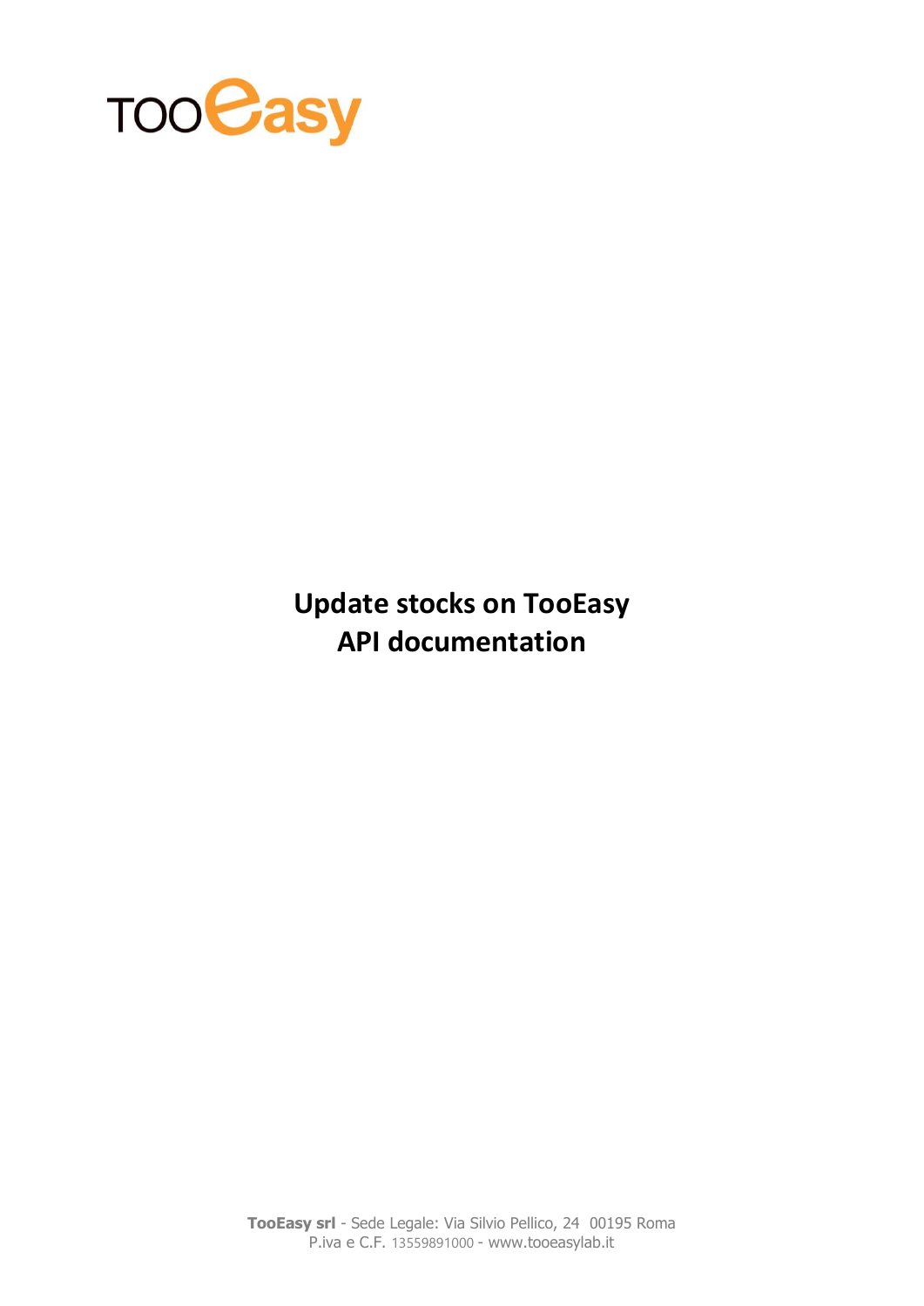# Update stocks on TooEasy
# API documentation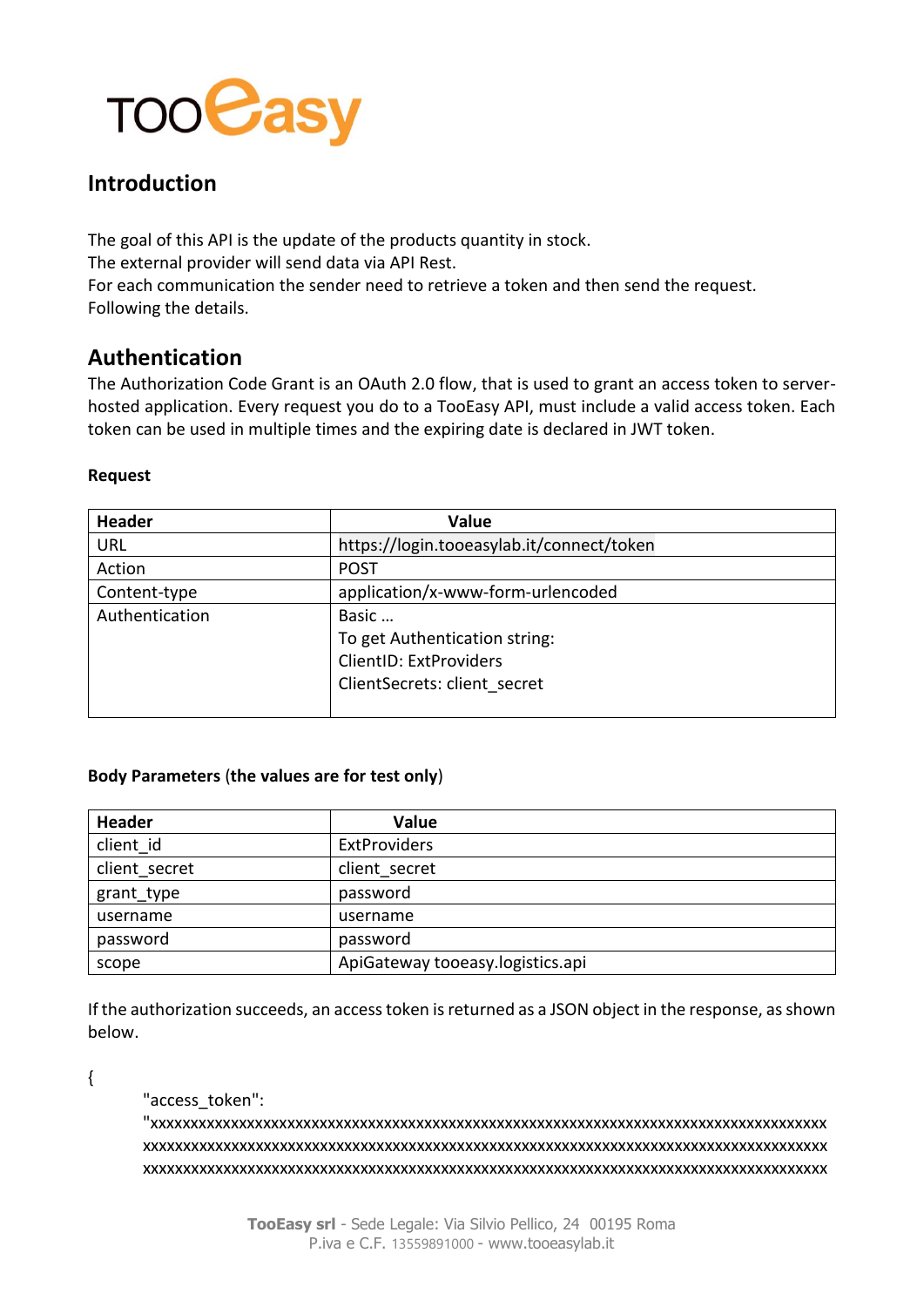TooEasy

## Introduction

The goal of this API is the update of the products quantity in stock.
The external provider will send data via API Rest.
For each communication the sender need to retrieve a token and then send the request.
Following the details.

## Authentication

The Authorization Code Grant is an OAuth 2.0 flow, that is used to grant an access token to server-hosted application. Every request you do to a TooEasy API, must include a valid access token. Each token can be used in multiple times and the expiring date is declared in JWT token.

**Request**

| Header | Value |
|---|---|
| URL | https://login.tooeasylab.it/connect/token |
| Action | POST |
| Content-type | application/x-www-form-urlencoded |
| Authentication | Basic …<br>To get Authentication string:<br>ClientID: ExtProviders<br>ClientSecrets: client_secret |

**Body Parameters** (**the values are for test only**)

| Header | Value |
|---|---|
| client_id | ExtProviders |
| client_secret | client_secret |
| grant_type | password |
| username | username |
| password | password |
| scope | ApiGateway tooeasy.logistics.api |

If the authorization succeeds, an access token is returned as a JSON object in the response, as shown below.

```
{
    "access_token":
    "xxxxxxxxxxxxxxxxxxxxxxxxxxxxxxxxxxxxxxxxxxxxxxxxxxxxxxxxxxxxxxxxxxxxxxxxxxxxxxxxxxxxxx
    xxxxxxxxxxxxxxxxxxxxxxxxxxxxxxxxxxxxxxxxxxxxxxxxxxxxxxxxxxxxxxxxxxxxxxxxxxxxxxxxxxxxxxx
    xxxxxxxxxxxxxxxxxxxxxxxxxxxxxxxxxxxxxxxxxxxxxxxxxxxxxxxxxxxxxxxxxxxxxxxxxxxxxxxxxxxxxxx
```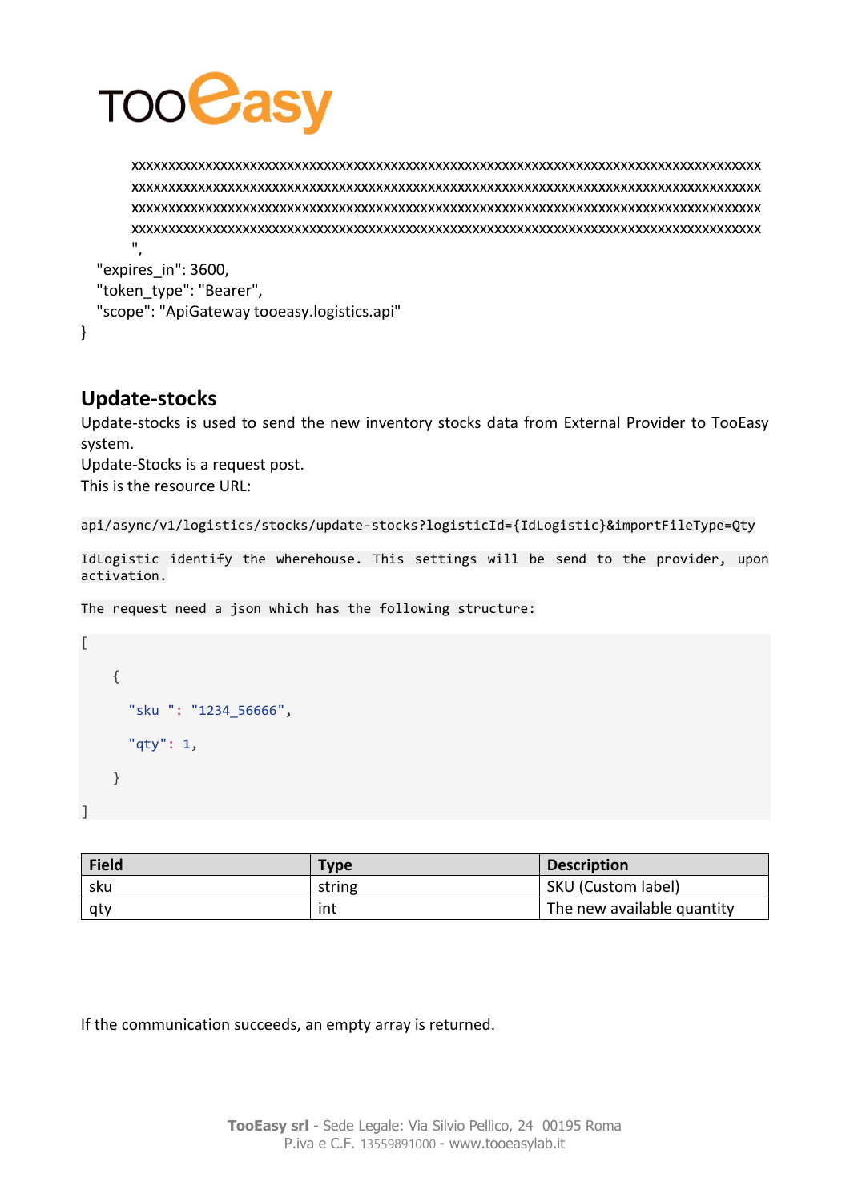```
xxxxxxxxxxxxxxxxxxxxxxxxxxxxxxxxxxxxxxxxxxxxxxxxxxxxxxxxxxxxxxxxxxxxxxxxxxxxxxxxxxxxxxxx
xxxxxxxxxxxxxxxxxxxxxxxxxxxxxxxxxxxxxxxxxxxxxxxxxxxxxxxxxxxxxxxxxxxxxxxxxxxxxxxxxxxxxxxx
xxxxxxxxxxxxxxxxxxxxxxxxxxxxxxxxxxxxxxxxxxxxxxxxxxxxxxxxxxxxxxxxxxxxxxxxxxxxxxxxxxxxxxxx
xxxxxxxxxxxxxxxxxxxxxxxxxxxxxxxxxxxxxxxxxxxxxxxxxxxxxxxxxxxxxxxxxxxxxxxxxxxxxxxxxxxxxxxx
",
  "expires_in": 3600,
  "token_type": "Bearer",
  "scope": "ApiGateway tooeasy.logistics.api"
}
```

## Update-stocks

Update-stocks is used to send the new inventory stocks data from External Provider to TooEasy system.
Update-Stocks is a request post.
This is the resource URL:

`api/async/v1/logistics/stocks/update-stocks?logisticId={IdLogistic}&importFileType=Qty`

`IdLogistic identify the wherehouse. This settings will be send to the provider, upon activation.`

`The request need a json which has the following structure:`

```
[
    {
      "sku ": "1234_56666",
      "qty": 1,
    }
]
```

| Field | Type | Description |
|---|---|---|
| sku | string | SKU (Custom label) |
| qty | int | The new available quantity |

If the communication succeeds, an empty array is returned.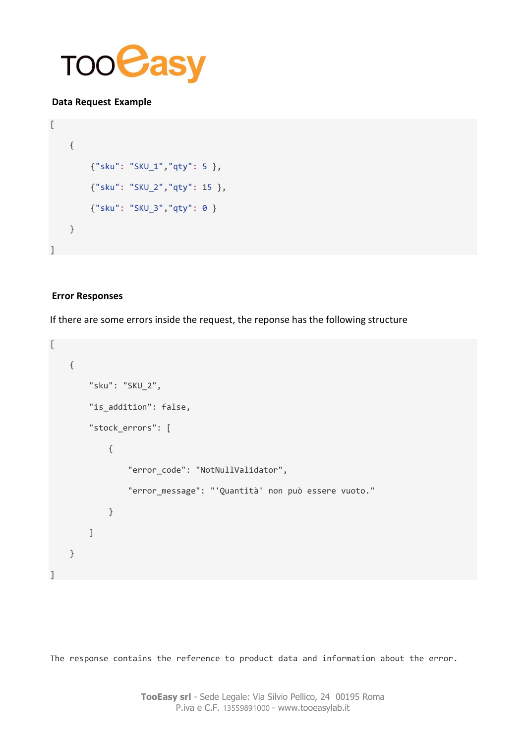### Data Request Example

```
[
    {
        {"sku": "SKU_1","qty": 5 },
        {"sku": "SKU_2","qty": 15 },
        {"sku": "SKU_3","qty": 0 }
    }
]
```

### Error Responses

If there are some errors inside the request, the reponse has the following structure

```
[
    {
        "sku": "SKU_2",
        "is_addition": false,
        "stock_errors": [
            {
                "error_code": "NotNullValidator",
                "error_message": "'Quantità' non può essere vuoto."
            }
        ]
    }
]
```

The response contains the reference to product data and information about the error.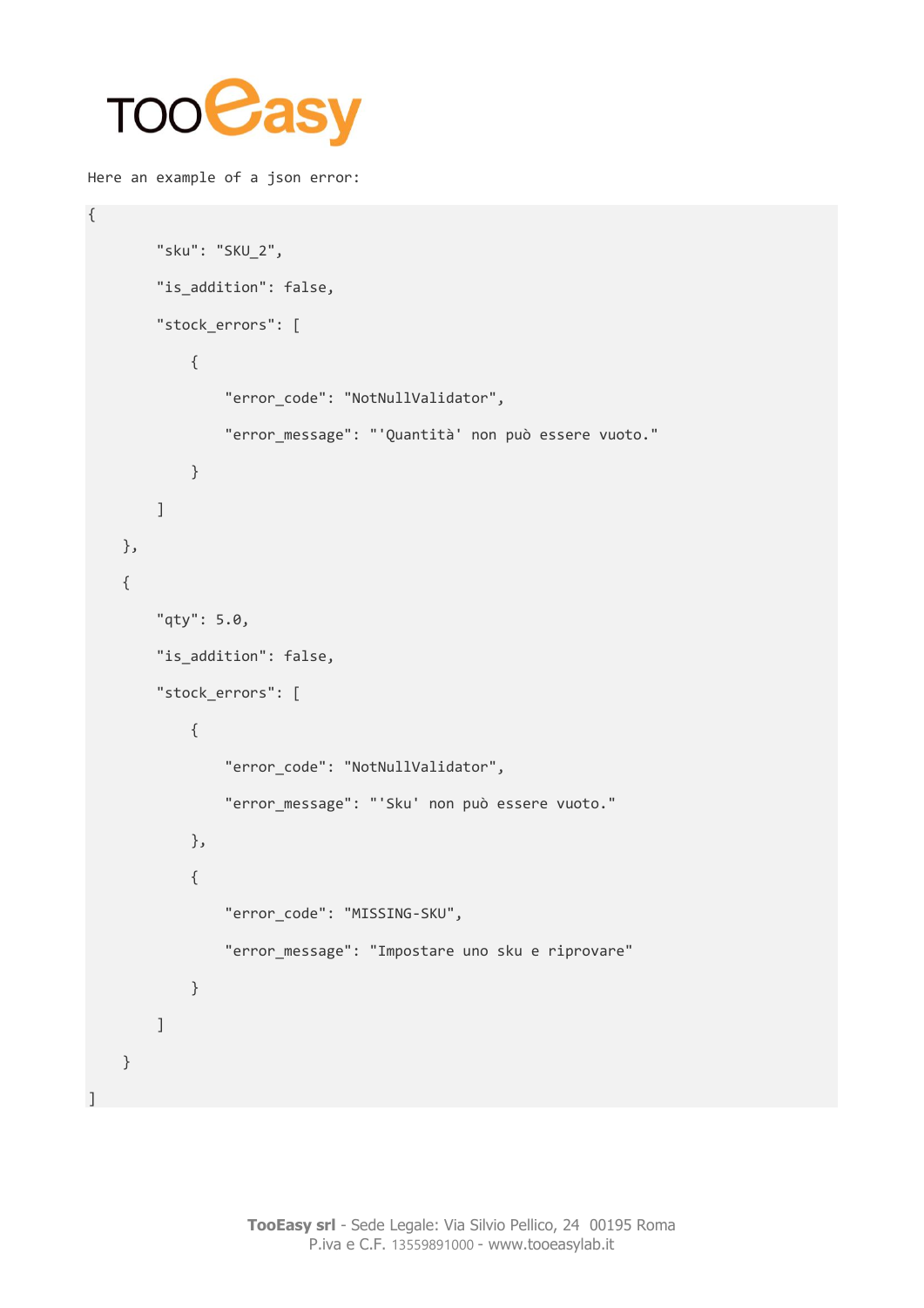Here an example of a json error:

```
{
        "sku": "SKU_2",
        "is_addition": false,
        "stock_errors": [
            {
                "error_code": "NotNullValidator",
                "error_message": "'Quantità' non può essere vuoto."
            }
        ]
    },
    {
        "qty": 5.0,
        "is_addition": false,
        "stock_errors": [
            {
                "error_code": "NotNullValidator",
                "error_message": "'Sku' non può essere vuoto."
            },
            {
                "error_code": "MISSING-SKU",
                "error_message": "Impostare uno sku e riprovare"
            }
        ]
    }
]
```